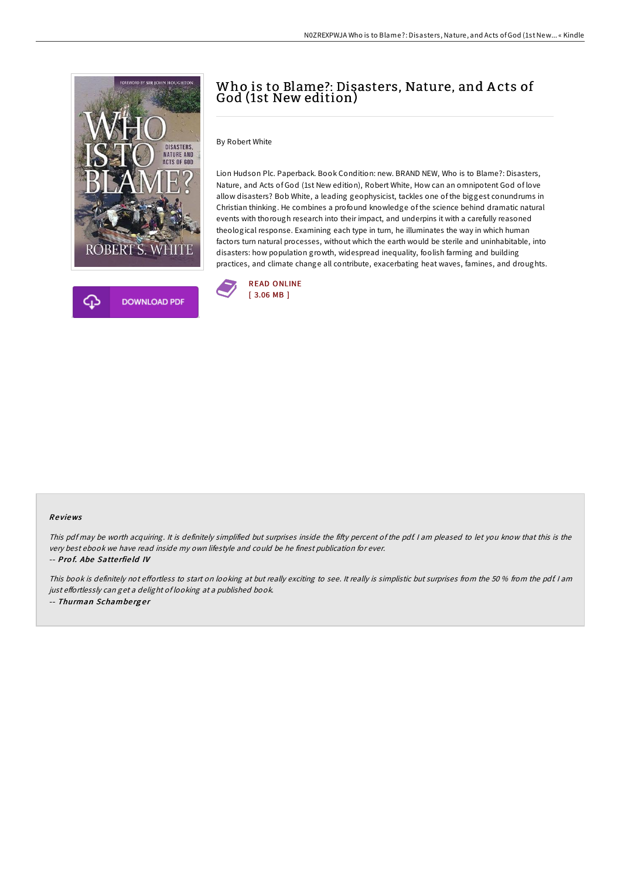# Who is to Blame?: Disasters, Nature, and Acts of God (1st New edition)

By Robert White

Lion Hudson Plc. Paperback. Book Condition: new. BRAND NEW, Who is to Blame?: Disasters, Nature, and Acts of God (1st New edition), Robert White, How can an omnipotent God of love allow disasters? Bob White, a leading geophysicist, tackles one of the biggest conundrums in Christian thinking. He combines a profound knowledge of the science behind dramatic natural events with thorough research into their impact, and underpins it with a carefully reasoned theological response. Examining each type in turn, he illuminates the way in which human factors turn natural processes, without which the earth would be sterile and uninhabitable, into disasters: how population growth, widespread inequality, foolish farming and building practices, and climate change all contribute, exacerbating heat waves, famines, and droughts.

READ ONLINE
[ 3.06 MB ]

DOWNLOAD PDF

### Reviews

*This pdf may be worth acquiring. It is definitely simplified but surprises inside the fifty percent of the pdf. I am pleased to let you know that this is the very best ebook we have read inside my own lifestyle and could be he finest publication for ever.*

*-- Prof. Abe Satterfield IV*

*This book is definitely not effortless to start on looking at but really exciting to see. It really is simplistic but surprises from the 50 % from the pdf. I am just effortlessly can get a delight of looking at a published book.*

*-- Thurman Schamberger*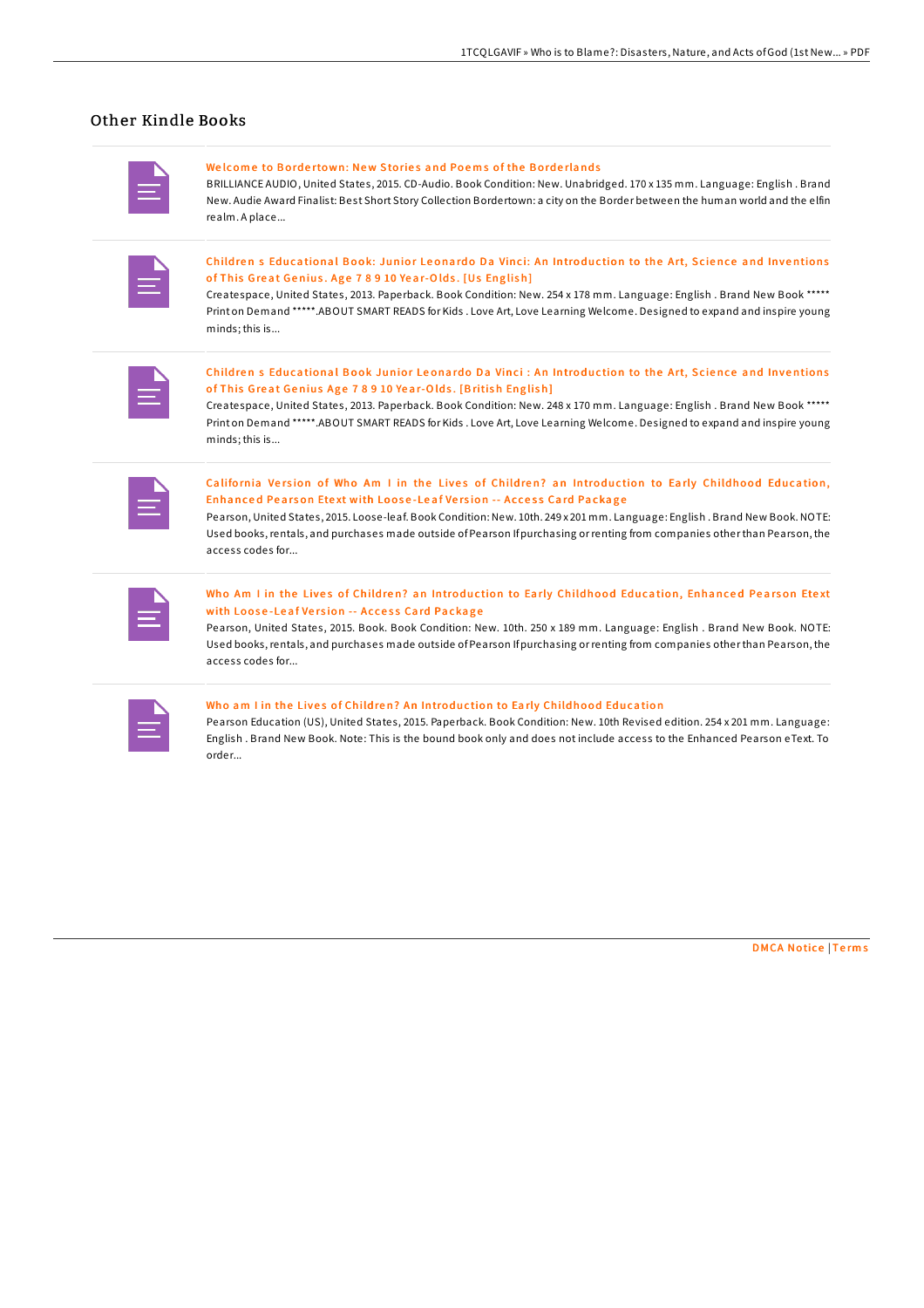## Other Kindle Books

### Welcome to Bordertown: New Stories and Poems of the Borderlands

BRILLIANCE AUDIO, United States, 2015. CD-Audio. Book Condition: New. Unabridged. 170 x 135 mm. Language: English . Brand New. Audie Award Finalist: Best Short Story Collection Bordertown: a city on the Border between the human world and the elfin realm. A place...

### Children s Educational Book: Junior Leonardo Da Vinci: An Introduction to the Art, Science and Inventions of This Great Genius. Age 7 8 9 10 Year-Olds. [Us English]

Createspace, United States, 2013. Paperback. Book Condition: New. 254 x 178 mm. Language: English . Brand New Book ***** Print on Demand *****.ABOUT SMART READS for Kids . Love Art, Love Learning Welcome. Designed to expand and inspire young minds; this is...

### Children s Educational Book Junior Leonardo Da Vinci : An Introduction to the Art, Science and Inventions of This Great Genius Age 7 8 9 10 Year-Olds. [British English]

Createspace, United States, 2013. Paperback. Book Condition: New. 248 x 170 mm. Language: English . Brand New Book ***** Print on Demand *****.ABOUT SMART READS for Kids . Love Art, Love Learning Welcome. Designed to expand and inspire young minds; this is...

### California Version of Who Am I in the Lives of Children? an Introduction to Early Childhood Education, Enhanced Pearson Etext with Loose-Leaf Version -- Access Card Package

Pearson, United States, 2015. Loose-leaf. Book Condition: New. 10th. 249 x 201 mm. Language: English . Brand New Book. NOTE: Used books, rentals, and purchases made outside of Pearson If purchasing or renting from companies other than Pearson, the access codes for...

### Who Am I in the Lives of Children? an Introduction to Early Childhood Education, Enhanced Pearson Etext with Loose-Leaf Version -- Access Card Package

Pearson, United States, 2015. Book. Book Condition: New. 10th. 250 x 189 mm. Language: English . Brand New Book. NOTE: Used books, rentals, and purchases made outside of Pearson If purchasing or renting from companies other than Pearson, the access codes for...

### Who am I in the Lives of Children? An Introduction to Early Childhood Education

Pearson Education (US), United States, 2015. Paperback. Book Condition: New. 10th Revised edition. 254 x 201 mm. Language: English . Brand New Book. Note: This is the bound book only and does not include access to the Enhanced Pearson eText. To order...

DMCA Notice | Terms